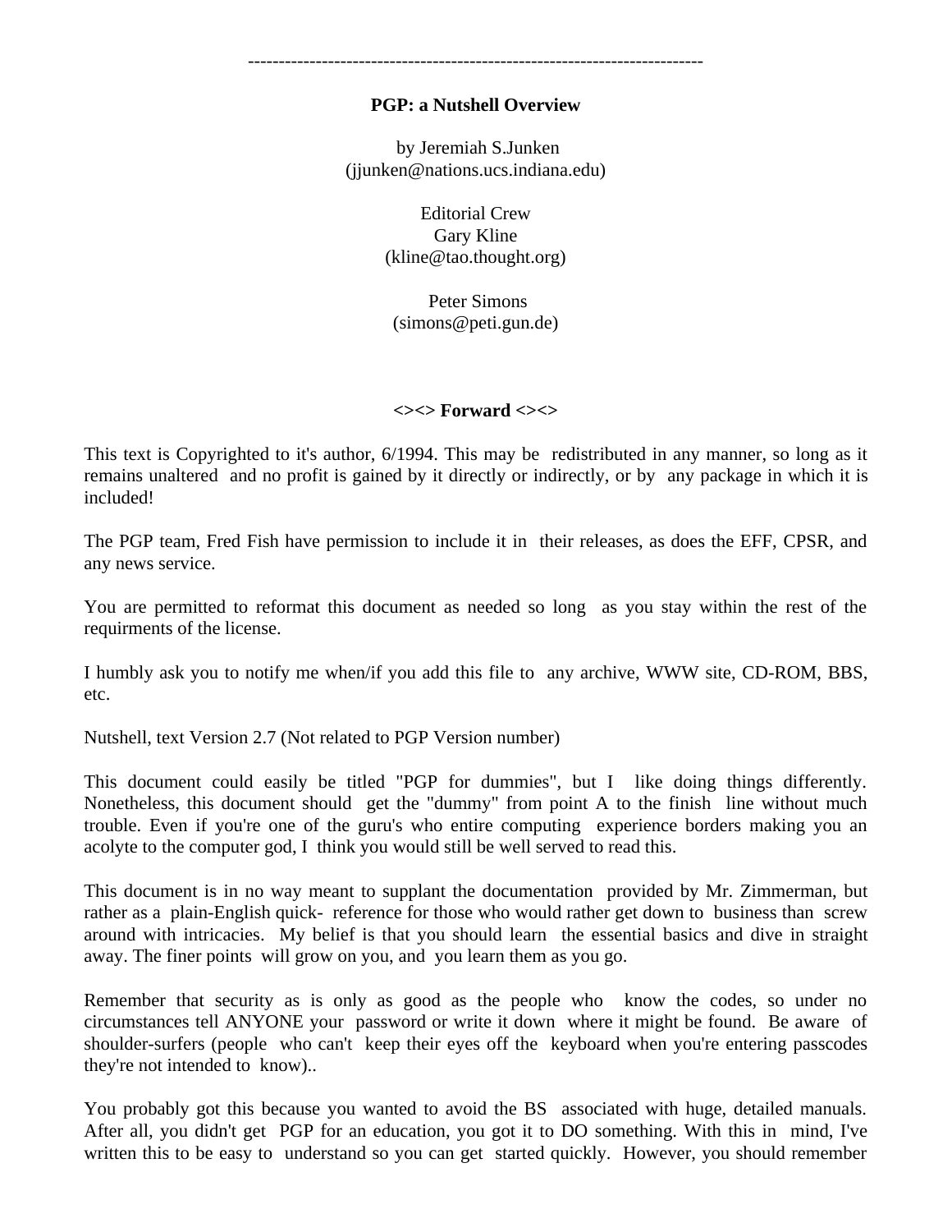---

**PGP: a Nutshell Overview**

by Jeremiah S.Junken
(jjunken@nations.ucs.indiana.edu)

Editorial Crew
Gary Kline
(kline@tao.thought.org)

Peter Simons
(simons@peti.gun.de)

**<><> Forward <><>**

This text is Copyrighted to it's author, 6/1994. This may be redistributed in any manner, so long as it remains unaltered and no profit is gained by it directly or indirectly, or by any package in which it is included!

The PGP team, Fred Fish have permission to include it in their releases, as does the EFF, CPSR, and any news service.

You are permitted to reformat this document as needed so long as you stay within the rest of the requirments of the license.

I humbly ask you to notify me when/if you add this file to any archive, WWW site, CD-ROM, BBS, etc.

Nutshell, text Version 2.7 (Not related to PGP Version number)

This document could easily be titled "PGP for dummies", but I like doing things differently. Nonetheless, this document should get the "dummy" from point A to the finish line without much trouble. Even if you're one of the guru's who entire computing experience borders making you an acolyte to the computer god, I think you would still be well served to read this.

This document is in no way meant to supplant the documentation provided by Mr. Zimmerman, but rather as a plain-English quick- reference for those who would rather get down to business than screw around with intricacies. My belief is that you should learn the essential basics and dive in straight away. The finer points will grow on you, and you learn them as you go.

Remember that security as is only as good as the people who know the codes, so under no circumstances tell ANYONE your password or write it down where it might be found. Be aware of shoulder-surfers (people who can't keep their eyes off the keyboard when you're entering passcodes they're not intended to know)..

You probably got this because you wanted to avoid the BS associated with huge, detailed manuals. After all, you didn't get PGP for an education, you got it to DO something. With this in mind, I've written this to be easy to understand so you can get started quickly. However, you should remember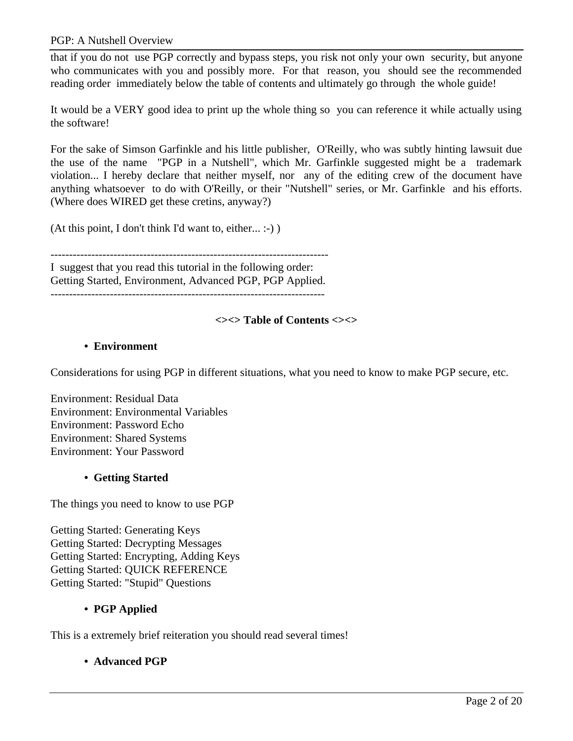that if you do not use PGP correctly and bypass steps, you risk not only your own security, but anyone who communicates with you and possibly more. For that reason, you should see the recommended reading order immediately below the table of contents and ultimately go through the whole guide!

It would be a VERY good idea to print up the whole thing so you can reference it while actually using the software!

For the sake of Simson Garfinkle and his little publisher, O'Reilly, who was subtly hinting lawsuit due the use of the name "PGP in a Nutshell", which Mr. Garfinkle suggested might be a trademark violation... I hereby declare that neither myself, nor any of the editing crew of the document have anything whatsoever to do with O'Reilly, or their "Nutshell" series, or Mr. Garfinkle and his efforts. (Where does WIRED get these cretins, anyway?)

(At this point, I don't think I'd want to, either... :-) )

---------------------------------------------------------------------------
I suggest that you read this tutorial in the following order:
Getting Started, Environment, Advanced PGP, PGP Applied.
---------------------------------------------------------------------------

**<><> Table of Contents <><>**

- **Environment**

Considerations for using PGP in different situations, what you need to know to make PGP secure, etc.

Environment: Residual Data
Environment: Environmental Variables
Environment: Password Echo
Environment: Shared Systems
Environment: Your Password

- **Getting Started**

The things you need to know to use PGP

Getting Started: Generating Keys
Getting Started: Decrypting Messages
Getting Started: Encrypting, Adding Keys
Getting Started: QUICK REFERENCE
Getting Started: "Stupid" Questions

- **PGP Applied**

This is a extremely brief reiteration you should read several times!

- **Advanced PGP**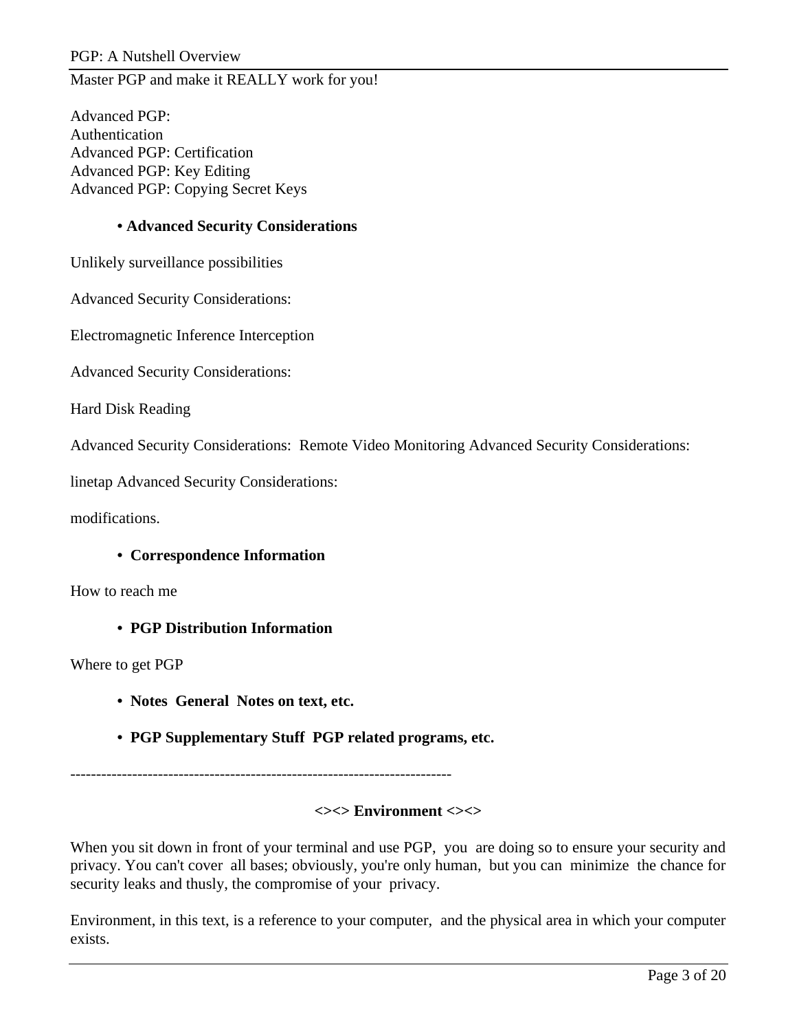Master PGP and make it REALLY work for you!

Advanced PGP:
Authentication
Advanced PGP: Certification
Advanced PGP: Key Editing
Advanced PGP: Copying Secret Keys

- **Advanced Security Considerations**

Unlikely surveillance possibilities

Advanced Security Considerations:

Electromagnetic Inference Interception

Advanced Security Considerations:

Hard Disk Reading

Advanced Security Considerations: Remote Video Monitoring Advanced Security Considerations:

linetap Advanced Security Considerations:

modifications.

- **Correspondence Information**

How to reach me

- **PGP Distribution Information**

Where to get PGP

- **Notes General Notes on text, etc.**

- **PGP Supplementary Stuff PGP related programs, etc.**

------------------------------------------------------------------------

**<><> Environment <><>**

When you sit down in front of your terminal and use PGP, you are doing so to ensure your security and privacy. You can't cover all bases; obviously, you're only human, but you can minimize the chance for security leaks and thusly, the compromise of your privacy.

Environment, in this text, is a reference to your computer, and the physical area in which your computer exists.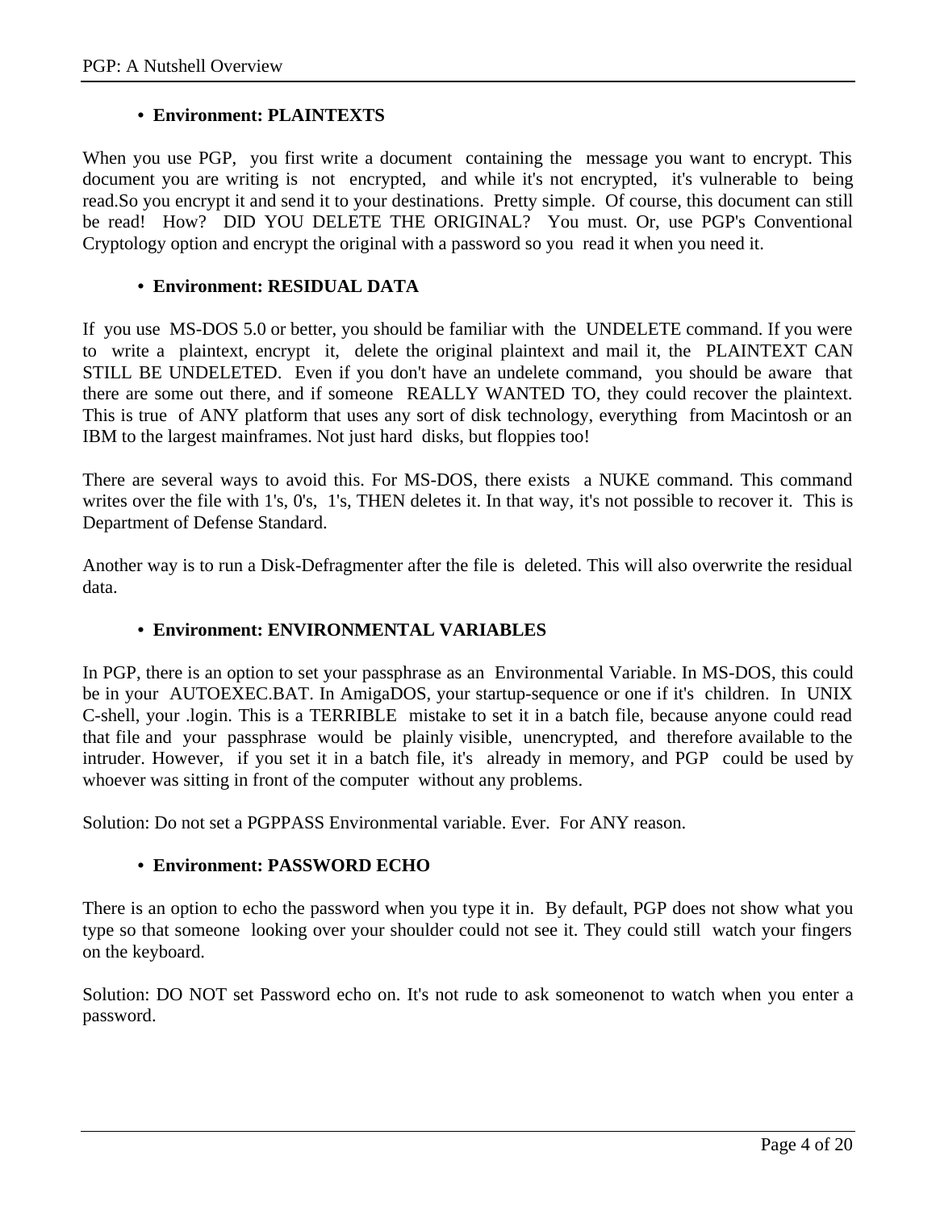- **Environment: PLAINTEXTS**

When you use PGP, you first write a document containing the message you want to encrypt. This document you are writing is not encrypted, and while it's not encrypted, it's vulnerable to being read.So you encrypt it and send it to your destinations. Pretty simple. Of course, this document can still be read! How? DID YOU DELETE THE ORIGINAL? You must. Or, use PGP's Conventional Cryptology option and encrypt the original with a password so you read it when you need it.

- **Environment: RESIDUAL DATA**

If you use MS-DOS 5.0 or better, you should be familiar with the UNDELETE command. If you were to write a plaintext, encrypt it, delete the original plaintext and mail it, the PLAINTEXT CAN STILL BE UNDELETED. Even if you don't have an undelete command, you should be aware that there are some out there, and if someone REALLY WANTED TO, they could recover the plaintext. This is true of ANY platform that uses any sort of disk technology, everything from Macintosh or an IBM to the largest mainframes. Not just hard disks, but floppies too!

There are several ways to avoid this. For MS-DOS, there exists a NUKE command. This command writes over the file with 1's, 0's, 1's, THEN deletes it. In that way, it's not possible to recover it. This is Department of Defense Standard.

Another way is to run a Disk-Defragmenter after the file is deleted. This will also overwrite the residual data.

- **Environment: ENVIRONMENTAL VARIABLES**

In PGP, there is an option to set your passphrase as an Environmental Variable. In MS-DOS, this could be in your AUTOEXEC.BAT. In AmigaDOS, your startup-sequence or one if it's children. In UNIX C-shell, your .login. This is a TERRIBLE mistake to set it in a batch file, because anyone could read that file and your passphrase would be plainly visible, unencrypted, and therefore available to the intruder. However, if you set it in a batch file, it's already in memory, and PGP could be used by whoever was sitting in front of the computer without any problems.

Solution: Do not set a PGPPASS Environmental variable. Ever. For ANY reason.

- **Environment: PASSWORD ECHO**

There is an option to echo the password when you type it in. By default, PGP does not show what you type so that someone looking over your shoulder could not see it. They could still watch your fingers on the keyboard.

Solution: DO NOT set Password echo on. It's not rude to ask someonenot to watch when you enter a password.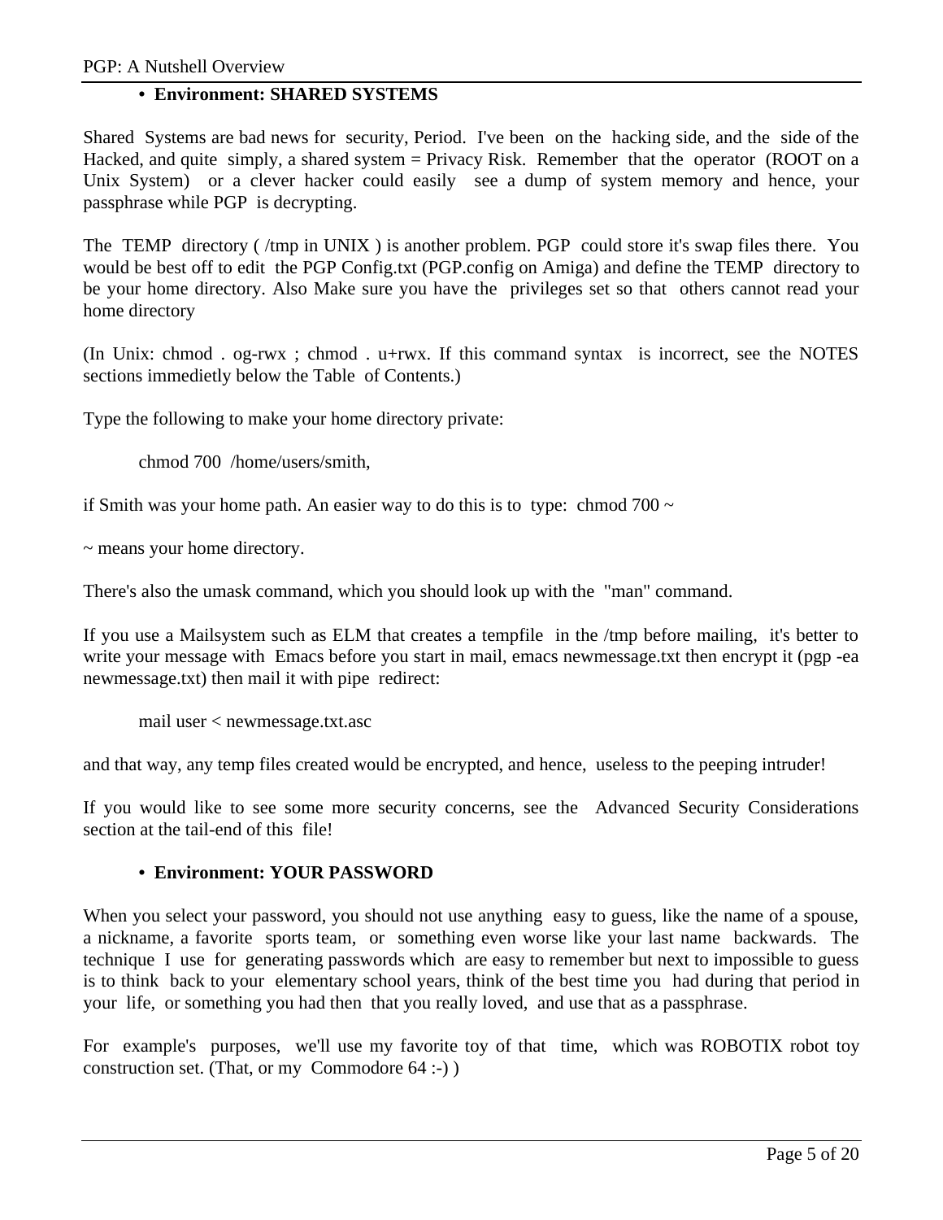- **Environment: SHARED SYSTEMS**

Shared Systems are bad news for security, Period. I've been on the hacking side, and the side of the Hacked, and quite simply, a shared system = Privacy Risk. Remember that the operator (ROOT on a Unix System) or a clever hacker could easily see a dump of system memory and hence, your passphrase while PGP is decrypting.

The TEMP directory ( /tmp in UNIX ) is another problem. PGP could store it's swap files there. You would be best off to edit the PGP Config.txt (PGP.config on Amiga) and define the TEMP directory to be your home directory. Also Make sure you have the privileges set so that others cannot read your home directory

(In Unix: chmod . og-rwx ; chmod . u+rwx. If this command syntax is incorrect, see the NOTES sections immedietly below the Table of Contents.)

Type the following to make your home directory private:

```
chmod 700  /home/users/smith,
```

if Smith was your home path. An easier way to do this is to type: chmod 700 ~

~ means your home directory.

There's also the umask command, which you should look up with the "man" command.

If you use a Mailsystem such as ELM that creates a tempfile in the /tmp before mailing, it's better to write your message with Emacs before you start in mail, emacs newmessage.txt then encrypt it (pgp -ea newmessage.txt) then mail it with pipe redirect:

```
mail user < newmessage.txt.asc
```

and that way, any temp files created would be encrypted, and hence, useless to the peeping intruder!

If you would like to see some more security concerns, see the Advanced Security Considerations section at the tail-end of this file!

- **Environment: YOUR PASSWORD**

When you select your password, you should not use anything easy to guess, like the name of a spouse, a nickname, a favorite sports team, or something even worse like your last name backwards. The technique I use for generating passwords which are easy to remember but next to impossible to guess is to think back to your elementary school years, think of the best time you had during that period in your life, or something you had then that you really loved, and use that as a passphrase.

For example's purposes, we'll use my favorite toy of that time, which was ROBOTIX robot toy construction set. (That, or my Commodore 64 :-) )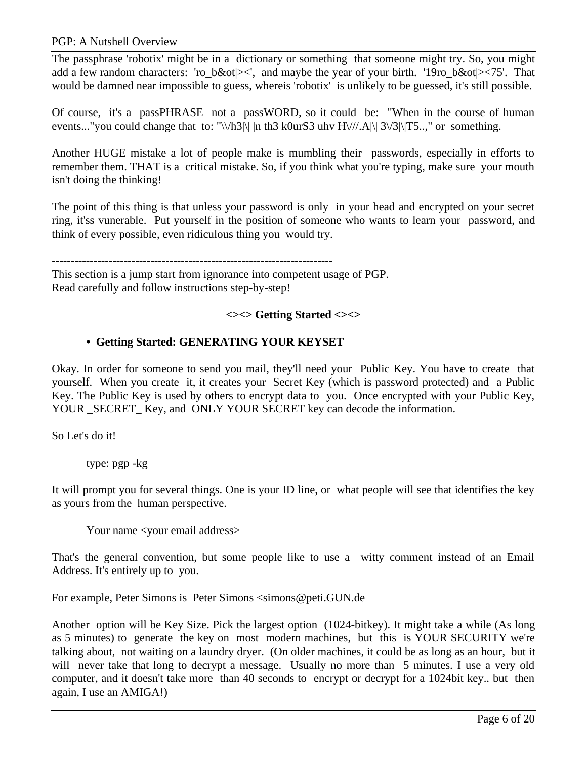The passphrase 'robotix' might be in a dictionary or something that someone might try. So, you might add a few random characters: 'ro_b&ot|><', and maybe the year of your birth. '19ro_b&ot|><75'. That would be damned near impossible to guess, whereis 'robotix' is unlikely to be guessed, it's still possible.

Of course, it's a passPHRASE not a passWORD, so it could be: "When in the course of human events..."you could change that to: "\\/h3|\| |n th3 k0urS3 uhv H\//.A|\| 3\/3|\|T5..," or something.

Another HUGE mistake a lot of people make is mumbling their passwords, especially in efforts to remember them. THAT is a critical mistake. So, if you think what you're typing, make sure your mouth isn't doing the thinking!

The point of this thing is that unless your password is only in your head and encrypted on your secret ring, it'ss vunerable. Put yourself in the position of someone who wants to learn your password, and think of every possible, even ridiculous thing you would try.

---------------------------------------------------------------------------

This section is a jump start from ignorance into competent usage of PGP.
Read carefully and follow instructions step-by-step!

## <><> Getting Started <><>

- **Getting Started: GENERATING YOUR KEYSET**

Okay. In order for someone to send you mail, they'll need your Public Key. You have to create that yourself. When you create it, it creates your Secret Key (which is password protected) and a Public Key. The Public Key is used by others to encrypt data to you. Once encrypted with your Public Key, YOUR _SECRET_ Key, and ONLY YOUR SECRET key can decode the information.

So Let's do it!

```
type: pgp -kg
```

It will prompt you for several things. One is your ID line, or what people will see that identifies the key as yours from the human perspective.

```
Your name <your email address>
```

That's the general convention, but some people like to use a witty comment instead of an Email Address. It's entirely up to you.

For example, Peter Simons is Peter Simons <simons@peti.GUN.de

Another option will be Key Size. Pick the largest option (1024-bitkey). It might take a while (As long as 5 minutes) to generate the key on most modern machines, but this is YOUR SECURITY we're talking about, not waiting on a laundry dryer. (On older machines, it could be as long as an hour, but it will never take that long to decrypt a message. Usually no more than 5 minutes. I use a very old computer, and it doesn't take more than 40 seconds to encrypt or decrypt for a 1024bit key.. but then again, I use an AMIGA!)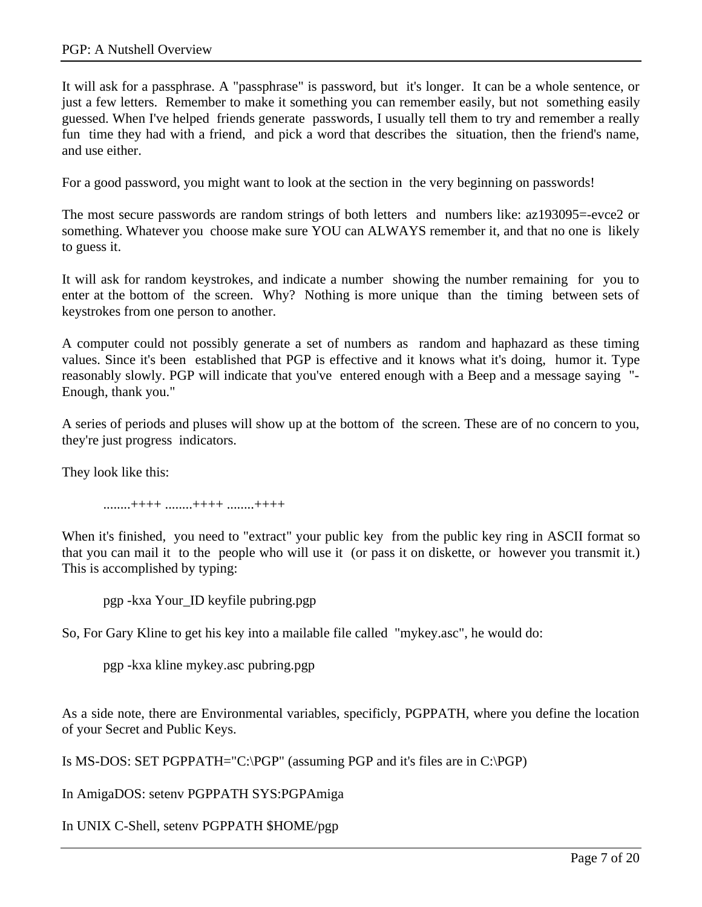It will ask for a passphrase. A "passphrase" is password, but it's longer. It can be a whole sentence, or just a few letters. Remember to make it something you can remember easily, but not something easily guessed. When I've helped friends generate passwords, I usually tell them to try and remember a really fun time they had with a friend, and pick a word that describes the situation, then the friend's name, and use either.

For a good password, you might want to look at the section in the very beginning on passwords!

The most secure passwords are random strings of both letters and numbers like: az193095=-evce2 or something. Whatever you choose make sure YOU can ALWAYS remember it, and that no one is likely to guess it.

It will ask for random keystrokes, and indicate a number showing the number remaining for you to enter at the bottom of the screen. Why? Nothing is more unique than the timing between sets of keystrokes from one person to another.

A computer could not possibly generate a set of numbers as random and haphazard as these timing values. Since it's been established that PGP is effective and it knows what it's doing, humor it. Type reasonably slowly. PGP will indicate that you've entered enough with a Beep and a message saying "-Enough, thank you."

A series of periods and pluses will show up at the bottom of the screen. These are of no concern to you, they're just progress indicators.

They look like this:

```
........++++ ........++++ ........++++
```

When it's finished, you need to "extract" your public key from the public key ring in ASCII format so that you can mail it to the people who will use it (or pass it on diskette, or however you transmit it.) This is accomplished by typing:

```
pgp -kxa Your_ID keyfile pubring.pgp
```

So, For Gary Kline to get his key into a mailable file called "mykey.asc", he would do:

```
pgp -kxa kline mykey.asc pubring.pgp
```

As a side note, there are Environmental variables, specificly, PGPPATH, where you define the location of your Secret and Public Keys.

Is MS-DOS: SET PGPPATH="C:\PGP" (assuming PGP and it's files are in C:\PGP)

In AmigaDOS: setenv PGPPATH SYS:PGPAmiga

In UNIX C-Shell, setenv PGPPATH $HOME/pgp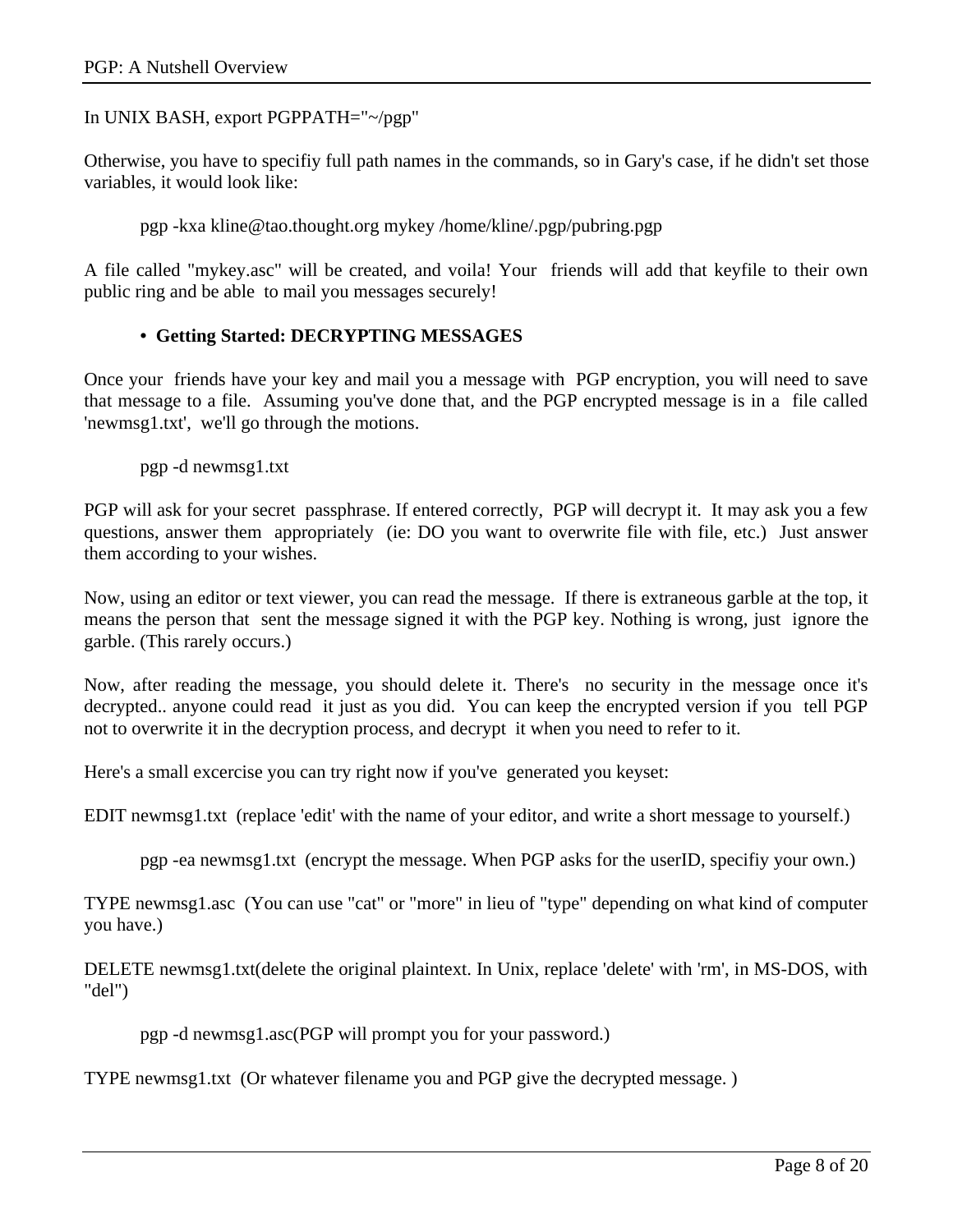In UNIX BASH, export PGPPATH="~/pgp"

Otherwise, you have to specifiy full path names in the commands, so in Gary's case, if he didn't set those variables, it would look like:

    pgp -kxa kline@tao.thought.org mykey /home/kline/.pgp/pubring.pgp

A file called "mykey.asc" will be created, and voila! Your friends will add that keyfile to their own public ring and be able to mail you messages securely!

- **Getting Started: DECRYPTING MESSAGES**

Once your friends have your key and mail you a message with PGP encryption, you will need to save that message to a file. Assuming you've done that, and the PGP encrypted message is in a file called 'newmsg1.txt', we'll go through the motions.

    pgp -d newmsg1.txt

PGP will ask for your secret passphrase. If entered correctly, PGP will decrypt it. It may ask you a few questions, answer them appropriately (ie: DO you want to overwrite file with file, etc.) Just answer them according to your wishes.

Now, using an editor or text viewer, you can read the message. If there is extraneous garble at the top, it means the person that sent the message signed it with the PGP key. Nothing is wrong, just ignore the garble. (This rarely occurs.)

Now, after reading the message, you should delete it. There's no security in the message once it's decrypted.. anyone could read it just as you did. You can keep the encrypted version if you tell PGP not to overwrite it in the decryption process, and decrypt it when you need to refer to it.

Here's a small excercise you can try right now if you've generated you keyset:

EDIT newmsg1.txt (replace 'edit' with the name of your editor, and write a short message to yourself.)

    pgp -ea newmsg1.txt (encrypt the message. When PGP asks for the userID, specifiy your own.)

TYPE newmsg1.asc (You can use "cat" or "more" in lieu of "type" depending on what kind of computer you have.)

DELETE newmsg1.txt(delete the original plaintext. In Unix, replace 'delete' with 'rm', in MS-DOS, with "del")

    pgp -d newmsg1.asc(PGP will prompt you for your password.)

TYPE newmsg1.txt (Or whatever filename you and PGP give the decrypted message. )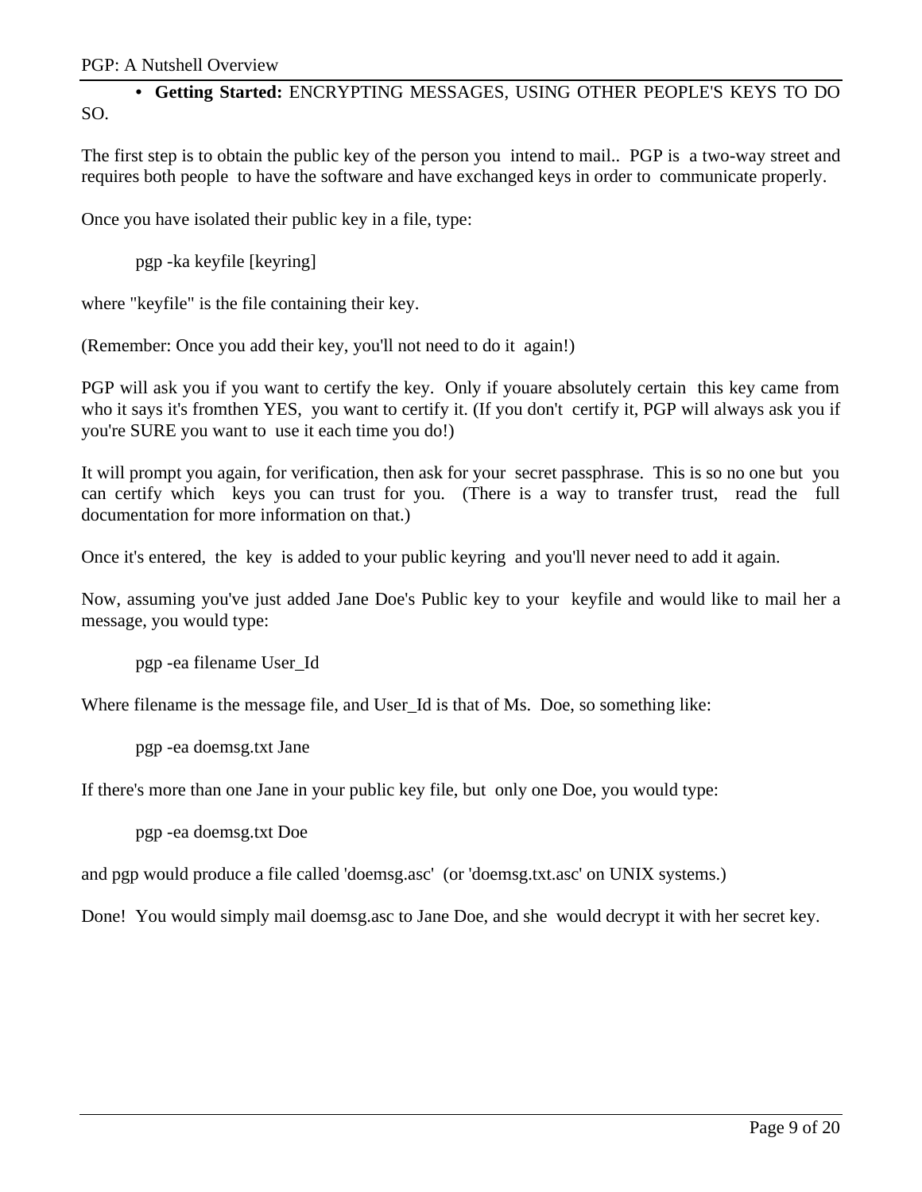- **Getting Started:** ENCRYPTING MESSAGES, USING OTHER PEOPLE'S KEYS TO DO SO.

The first step is to obtain the public key of the person you intend to mail.. PGP is a two-way street and requires both people to have the software and have exchanged keys in order to communicate properly.

Once you have isolated their public key in a file, type:

```
pgp -ka keyfile [keyring]
```

where "keyfile" is the file containing their key.

(Remember: Once you add their key, you'll not need to do it again!)

PGP will ask you if you want to certify the key. Only if youare absolutely certain this key came from who it says it's fromthen YES, you want to certify it. (If you don't certify it, PGP will always ask you if you're SURE you want to use it each time you do!)

It will prompt you again, for verification, then ask for your secret passphrase. This is so no one but you can certify which keys you can trust for you. (There is a way to transfer trust, read the full documentation for more information on that.)

Once it's entered, the key is added to your public keyring and you'll never need to add it again.

Now, assuming you've just added Jane Doe's Public key to your keyfile and would like to mail her a message, you would type:

```
pgp -ea filename User_Id
```

Where filename is the message file, and User_Id is that of Ms. Doe, so something like:

```
pgp -ea doemsg.txt Jane
```

If there's more than one Jane in your public key file, but only one Doe, you would type:

```
pgp -ea doemsg.txt Doe
```

and pgp would produce a file called 'doemsg.asc' (or 'doemsg.txt.asc' on UNIX systems.)

Done! You would simply mail doemsg.asc to Jane Doe, and she would decrypt it with her secret key.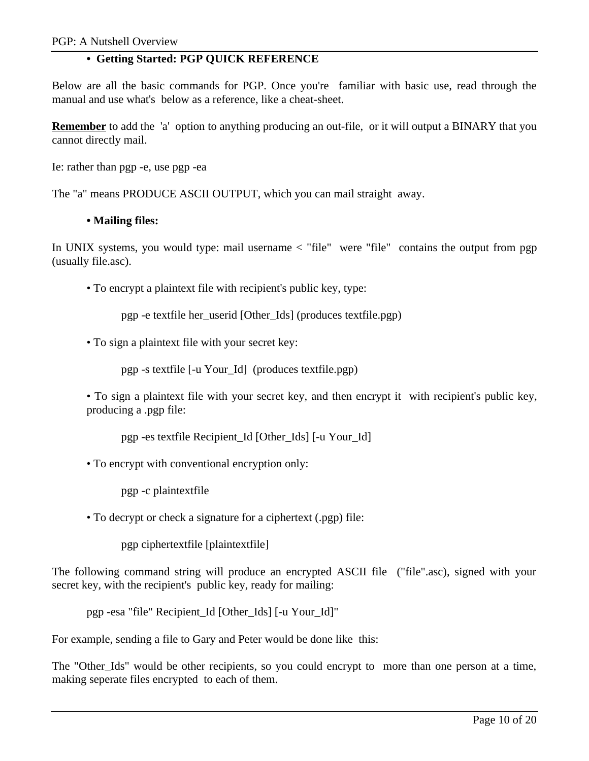- **Getting Started: PGP QUICK REFERENCE**

Below are all the basic commands for PGP. Once you're familiar with basic use, read through the manual and use what's below as a reference, like a cheat-sheet.

**Remember** to add the 'a' option to anything producing an out-file, or it will output a BINARY that you cannot directly mail.

Ie: rather than pgp -e, use pgp -ea

The "a" means PRODUCE ASCII OUTPUT, which you can mail straight away.

**• Mailing files:**

In UNIX systems, you would type: mail username < "file" were "file" contains the output from pgp (usually file.asc).

- To encrypt a plaintext file with recipient's public key, type:

  pgp -e textfile her_userid [Other_Ids] (produces textfile.pgp)

- To sign a plaintext file with your secret key:

  pgp -s textfile [-u Your_Id] (produces textfile.pgp)

- To sign a plaintext file with your secret key, and then encrypt it with recipient's public key, producing a .pgp file:

  pgp -es textfile Recipient_Id [Other_Ids] [-u Your_Id]

- To encrypt with conventional encryption only:

  pgp -c plaintextfile

- To decrypt or check a signature for a ciphertext (.pgp) file:

  pgp ciphertextfile [plaintextfile]

The following command string will produce an encrypted ASCII file ("file".asc), signed with your secret key, with the recipient's public key, ready for mailing:

pgp -esa "file" Recipient_Id [Other_Ids] [-u Your_Id]"

For example, sending a file to Gary and Peter would be done like this:

The "Other_Ids" would be other recipients, so you could encrypt to more than one person at a time, making seperate files encrypted to each of them.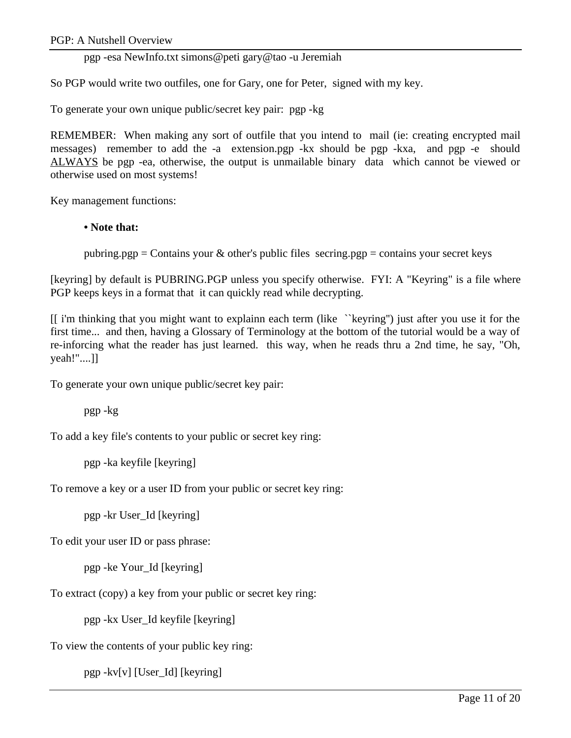pgp -esa NewInfo.txt simons@peti gary@tao -u Jeremiah

So PGP would write two outfiles, one for Gary, one for Peter, signed with my key.

To generate your own unique public/secret key pair: pgp -kg

REMEMBER: When making any sort of outfile that you intend to mail (ie: creating encrypted mail messages) remember to add the -a extension.pgp -kx should be pgp -kxa, and pgp -e should <u>ALWAYS</u> be pgp -ea, otherwise, the output is unmailable binary data which cannot be viewed or otherwise used on most systems!

Key management functions:

- **Note that:**

  pubring.pgp = Contains your & other's public files secring.pgp = contains your secret keys

[keyring] by default is PUBRING.PGP unless you specify otherwise. FYI: A "Keyring" is a file where PGP keeps keys in a format that it can quickly read while decrypting.

[[ i'm thinking that you might want to explainn each term (like ``keyring'') just after you use it for the first time... and then, having a Glossary of Terminology at the bottom of the tutorial would be a way of re-inforcing what the reader has just learned. this way, when he reads thru a 2nd time, he say, "Oh, yeah!"....]]

To generate your own unique public/secret key pair:

```
pgp -kg
```

To add a key file's contents to your public or secret key ring:

```
pgp -ka keyfile [keyring]
```

To remove a key or a user ID from your public or secret key ring:

```
pgp -kr User_Id [keyring]
```

To edit your user ID or pass phrase:

```
pgp -ke Your_Id [keyring]
```

To extract (copy) a key from your public or secret key ring:

```
pgp -kx User_Id keyfile [keyring]
```

To view the contents of your public key ring:

```
pgp -kv[v] [User_Id] [keyring]
```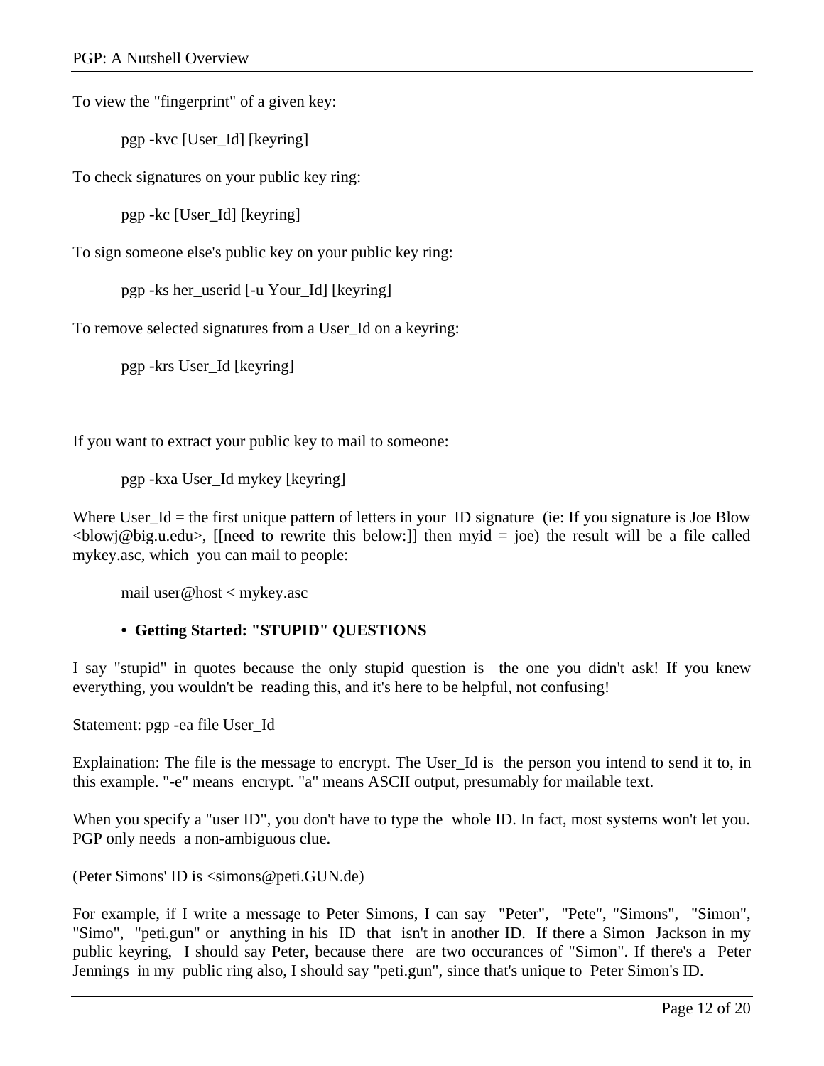To view the "fingerprint" of a given key:

```
pgp -kvc [User_Id] [keyring]
```

To check signatures on your public key ring:

```
pgp -kc [User_Id] [keyring]
```

To sign someone else's public key on your public key ring:

```
pgp -ks her_userid [-u Your_Id] [keyring]
```

To remove selected signatures from a User_Id on a keyring:

```
pgp -krs User_Id [keyring]
```

If you want to extract your public key to mail to someone:

```
pgp -kxa User_Id mykey [keyring]
```

Where User_Id = the first unique pattern of letters in your ID signature (ie: If you signature is Joe Blow <blowj@big.u.edu>, [[need to rewrite this below:]] then myid = joe) the result will be a file called mykey.asc, which you can mail to people:

```
mail user@host < mykey.asc
```

- **Getting Started: "STUPID" QUESTIONS**

I say "stupid" in quotes because the only stupid question is the one you didn't ask! If you knew everything, you wouldn't be reading this, and it's here to be helpful, not confusing!

Statement: pgp -ea file User_Id

Explaination: The file is the message to encrypt. The User_Id is the person you intend to send it to, in this example. "-e" means encrypt. "a" means ASCII output, presumably for mailable text.

When you specify a "user ID", you don't have to type the whole ID. In fact, most systems won't let you. PGP only needs a non-ambiguous clue.

(Peter Simons' ID is <simons@peti.GUN.de)

For example, if I write a message to Peter Simons, I can say "Peter", "Pete", "Simons", "Simon", "Simo", "peti.gun" or anything in his ID that isn't in another ID. If there a Simon Jackson in my public keyring, I should say Peter, because there are two occurances of "Simon". If there's a Peter Jennings in my public ring also, I should say "peti.gun", since that's unique to Peter Simon's ID.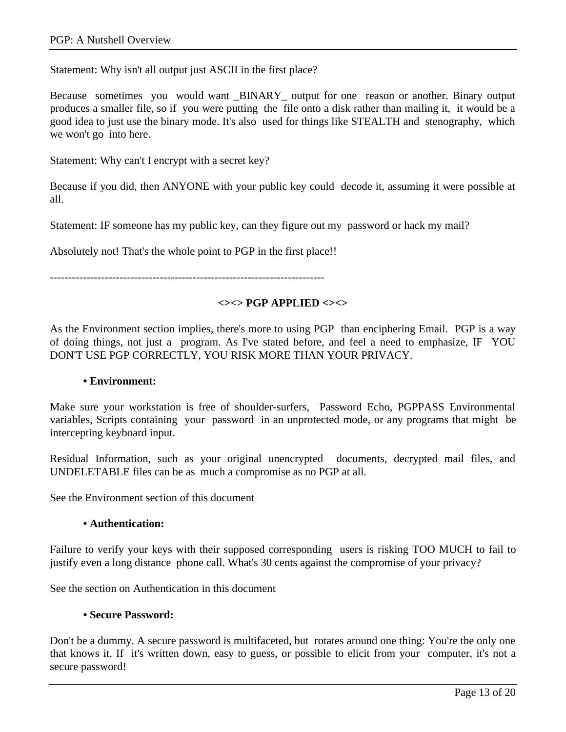Statement: Why isn't all output just ASCII in the first place?

Because sometimes you would want _BINARY_ output for one reason or another. Binary output produces a smaller file, so if you were putting the file onto a disk rather than mailing it, it would be a good idea to just use the binary mode. It's also used for things like STEALTH and stenography, which we won't go into here.

Statement: Why can't I encrypt with a secret key?

Because if you did, then ANYONE with your public key could decode it, assuming it were possible at all.

Statement: IF someone has my public key, can they figure out my password or hack my mail?

Absolutely not! That's the whole point to PGP in the first place!!

---------------------------------------------------------------------------

## <><> PGP APPLIED <><>

As the Environment section implies, there's more to using PGP than enciphering Email. PGP is a way of doing things, not just a program. As I've stated before, and feel a need to emphasize, IF YOU DON'T USE PGP CORRECTLY, YOU RISK MORE THAN YOUR PRIVACY.

- **Environment:**

Make sure your workstation is free of shoulder-surfers, Password Echo, PGPPASS Environmental variables, Scripts containing your password in an unprotected mode, or any programs that might be intercepting keyboard input.

Residual Information, such as your original unencrypted documents, decrypted mail files, and UNDELETABLE files can be as much a compromise as no PGP at all.

See the Environment section of this document

- **Authentication:**

Failure to verify your keys with their supposed corresponding users is risking TOO MUCH to fail to justify even a long distance phone call. What's 30 cents against the compromise of your privacy?

See the section on Authentication in this document

- **Secure Password:**

Don't be a dummy. A secure password is multifaceted, but rotates around one thing: You're the only one that knows it. If it's written down, easy to guess, or possible to elicit from your computer, it's not a secure password!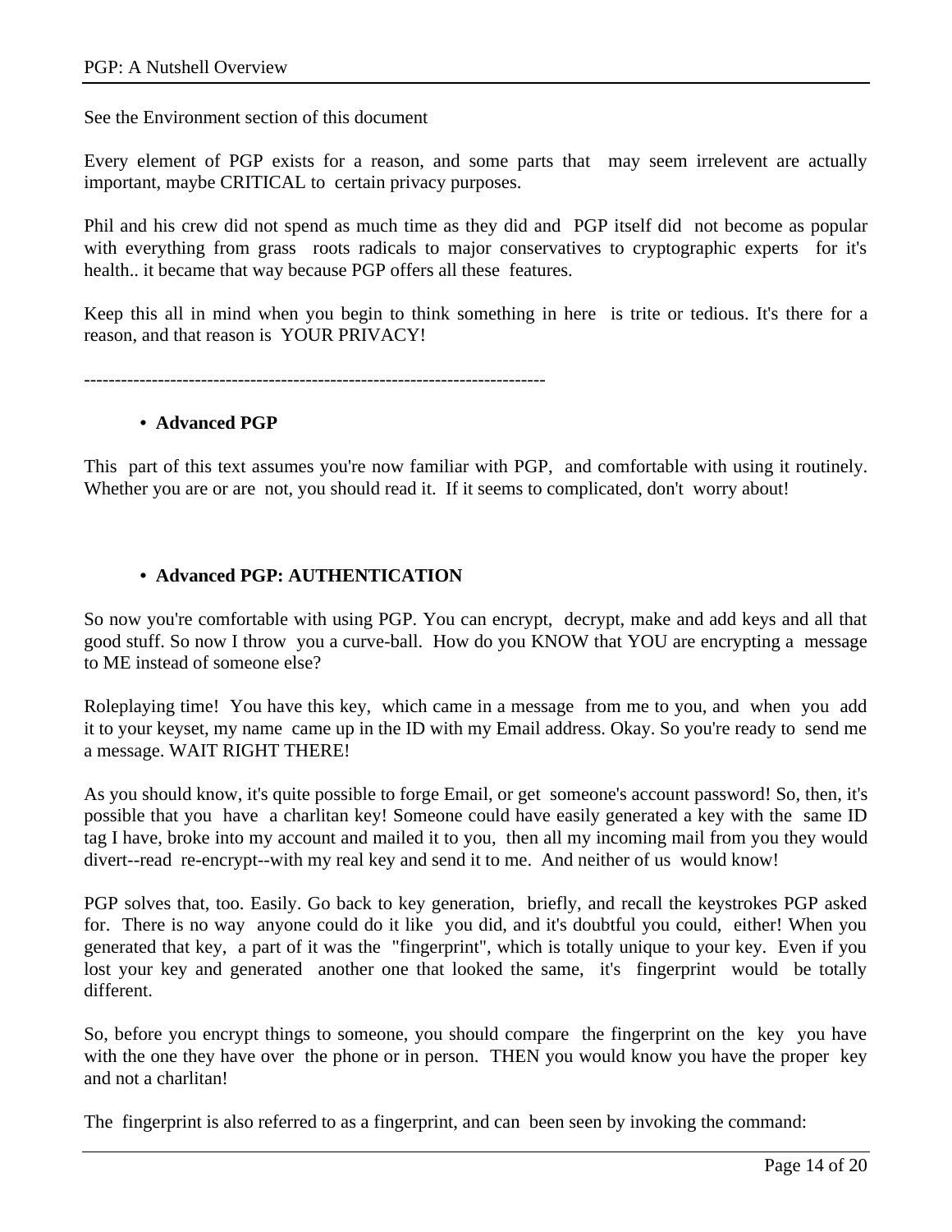See the Environment section of this document

Every element of PGP exists for a reason, and some parts that may seem irrelevent are actually important, maybe CRITICAL to certain privacy purposes.

Phil and his crew did not spend as much time as they did and PGP itself did not become as popular with everything from grass roots radicals to major conservatives to cryptographic experts for it's health.. it became that way because PGP offers all these features.

Keep this all in mind when you begin to think something in here is trite or tedious. It's there for a reason, and that reason is YOUR PRIVACY!

--------------------------------------------------------------------------

- **Advanced PGP**

This part of this text assumes you're now familiar with PGP, and comfortable with using it routinely. Whether you are or are not, you should read it. If it seems to complicated, don't worry about!

- **Advanced PGP: AUTHENTICATION**

So now you're comfortable with using PGP. You can encrypt, decrypt, make and add keys and all that good stuff. So now I throw you a curve-ball. How do you KNOW that YOU are encrypting a message to ME instead of someone else?

Roleplaying time! You have this key, which came in a message from me to you, and when you add it to your keyset, my name came up in the ID with my Email address. Okay. So you're ready to send me a message. WAIT RIGHT THERE!

As you should know, it's quite possible to forge Email, or get someone's account password! So, then, it's possible that you have a charlitan key! Someone could have easily generated a key with the same ID tag I have, broke into my account and mailed it to you, then all my incoming mail from you they would divert--read re-encrypt--with my real key and send it to me. And neither of us would know!

PGP solves that, too. Easily. Go back to key generation, briefly, and recall the keystrokes PGP asked for. There is no way anyone could do it like you did, and it's doubtful you could, either! When you generated that key, a part of it was the "fingerprint", which is totally unique to your key. Even if you lost your key and generated another one that looked the same, it's fingerprint would be totally different.

So, before you encrypt things to someone, you should compare the fingerprint on the key you have with the one they have over the phone or in person. THEN you would know you have the proper key and not a charlitan!

The fingerprint is also referred to as a fingerprint, and can been seen by invoking the command: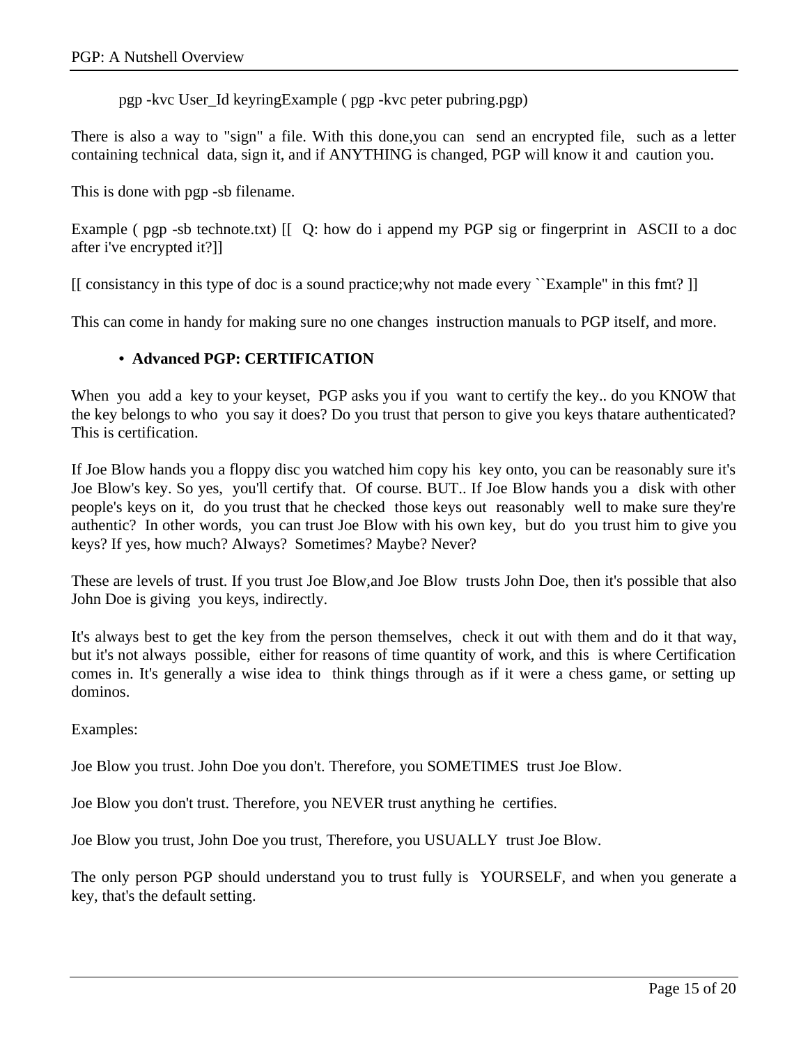pgp -kvc User_Id keyringExample ( pgp -kvc peter pubring.pgp)

There is also a way to "sign" a file. With this done,you can send an encrypted file, such as a letter containing technical data, sign it, and if ANYTHING is changed, PGP will know it and caution you.

This is done with pgp -sb filename.

Example ( pgp -sb technote.txt) [[ Q: how do i append my PGP sig or fingerprint in ASCII to a doc after i've encrypted it?]]

[[ consistancy in this type of doc is a sound practice;why not made every ``Example'' in this fmt? ]]

This can come in handy for making sure no one changes instruction manuals to PGP itself, and more.

- **Advanced PGP: CERTIFICATION**

When you add a key to your keyset, PGP asks you if you want to certify the key.. do you KNOW that the key belongs to who you say it does? Do you trust that person to give you keys thatare authenticated? This is certification.

If Joe Blow hands you a floppy disc you watched him copy his key onto, you can be reasonably sure it's Joe Blow's key. So yes, you'll certify that. Of course. BUT.. If Joe Blow hands you a disk with other people's keys on it, do you trust that he checked those keys out reasonably well to make sure they're authentic? In other words, you can trust Joe Blow with his own key, but do you trust him to give you keys? If yes, how much? Always? Sometimes? Maybe? Never?

These are levels of trust. If you trust Joe Blow,and Joe Blow trusts John Doe, then it's possible that also John Doe is giving you keys, indirectly.

It's always best to get the key from the person themselves, check it out with them and do it that way, but it's not always possible, either for reasons of time quantity of work, and this is where Certification comes in. It's generally a wise idea to think things through as if it were a chess game, or setting up dominos.

Examples:

Joe Blow you trust. John Doe you don't. Therefore, you SOMETIMES trust Joe Blow.

Joe Blow you don't trust. Therefore, you NEVER trust anything he certifies.

Joe Blow you trust, John Doe you trust, Therefore, you USUALLY trust Joe Blow.

The only person PGP should understand you to trust fully is YOURSELF, and when you generate a key, that's the default setting.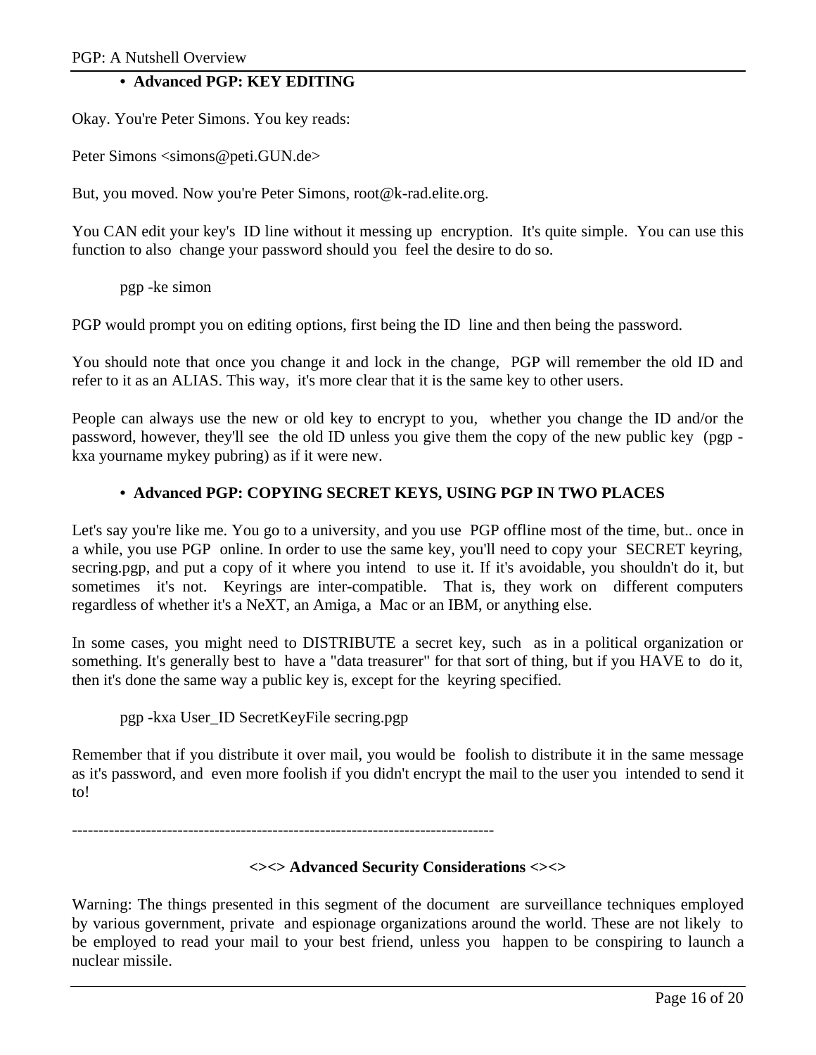- **Advanced PGP: KEY EDITING**

Okay. You're Peter Simons. You key reads:

Peter Simons <simons@peti.GUN.de>

But, you moved. Now you're Peter Simons, root@k-rad.elite.org.

You CAN edit your key's ID line without it messing up encryption. It's quite simple. You can use this function to also change your password should you feel the desire to do so.

```
pgp -ke simon
```

PGP would prompt you on editing options, first being the ID line and then being the password.

You should note that once you change it and lock in the change, PGP will remember the old ID and refer to it as an ALIAS. This way, it's more clear that it is the same key to other users.

People can always use the new or old key to encrypt to you, whether you change the ID and/or the password, however, they'll see the old ID unless you give them the copy of the new public key (pgp -kxa yourname mykey pubring) as if it were new.

- **Advanced PGP: COPYING SECRET KEYS, USING PGP IN TWO PLACES**

Let's say you're like me. You go to a university, and you use PGP offline most of the time, but.. once in a while, you use PGP online. In order to use the same key, you'll need to copy your SECRET keyring, secring.pgp, and put a copy of it where you intend to use it. If it's avoidable, you shouldn't do it, but sometimes it's not. Keyrings are inter-compatible. That is, they work on different computers regardless of whether it's a NeXT, an Amiga, a Mac or an IBM, or anything else.

In some cases, you might need to DISTRIBUTE a secret key, such as in a political organization or something. It's generally best to have a "data treasurer" for that sort of thing, but if you HAVE to do it, then it's done the same way a public key is, except for the keyring specified.

```
pgp -kxa User_ID SecretKeyFile secring.pgp
```

Remember that if you distribute it over mail, you would be foolish to distribute it in the same message as it's password, and even more foolish if you didn't encrypt the mail to the user you intended to send it to!

--------------------------------------------------------------------------------

**<><> Advanced Security Considerations <><>**

Warning: The things presented in this segment of the document are surveillance techniques employed by various government, private and espionage organizations around the world. These are not likely to be employed to read your mail to your best friend, unless you happen to be conspiring to launch a nuclear missile.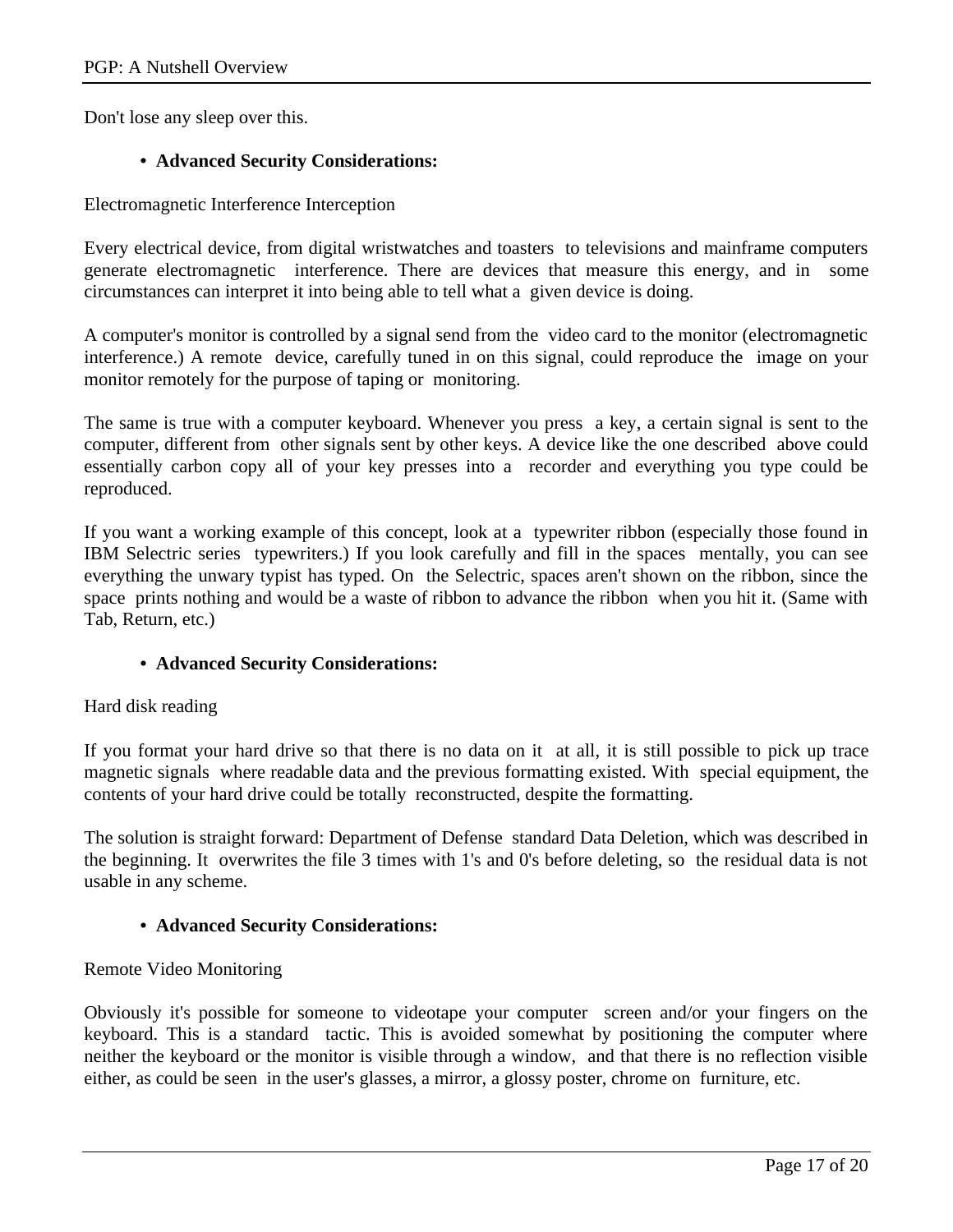Don't lose any sleep over this.

- **Advanced Security Considerations:**

Electromagnetic Interference Interception

Every electrical device, from digital wristwatches and toasters to televisions and mainframe computers generate electromagnetic interference. There are devices that measure this energy, and in some circumstances can interpret it into being able to tell what a given device is doing.

A computer's monitor is controlled by a signal send from the video card to the monitor (electromagnetic interference.) A remote device, carefully tuned in on this signal, could reproduce the image on your monitor remotely for the purpose of taping or monitoring.

The same is true with a computer keyboard. Whenever you press a key, a certain signal is sent to the computer, different from other signals sent by other keys. A device like the one described above could essentially carbon copy all of your key presses into a recorder and everything you type could be reproduced.

If you want a working example of this concept, look at a typewriter ribbon (especially those found in IBM Selectric series typewriters.) If you look carefully and fill in the spaces mentally, you can see everything the unwary typist has typed. On the Selectric, spaces aren't shown on the ribbon, since the space prints nothing and would be a waste of ribbon to advance the ribbon when you hit it. (Same with Tab, Return, etc.)

- **Advanced Security Considerations:**

Hard disk reading

If you format your hard drive so that there is no data on it at all, it is still possible to pick up trace magnetic signals where readable data and the previous formatting existed. With special equipment, the contents of your hard drive could be totally reconstructed, despite the formatting.

The solution is straight forward: Department of Defense standard Data Deletion, which was described in the beginning. It overwrites the file 3 times with 1's and 0's before deleting, so the residual data is not usable in any scheme.

- **Advanced Security Considerations:**

Remote Video Monitoring

Obviously it's possible for someone to videotape your computer screen and/or your fingers on the keyboard. This is a standard tactic. This is avoided somewhat by positioning the computer where neither the keyboard or the monitor is visible through a window, and that there is no reflection visible either, as could be seen in the user's glasses, a mirror, a glossy poster, chrome on furniture, etc.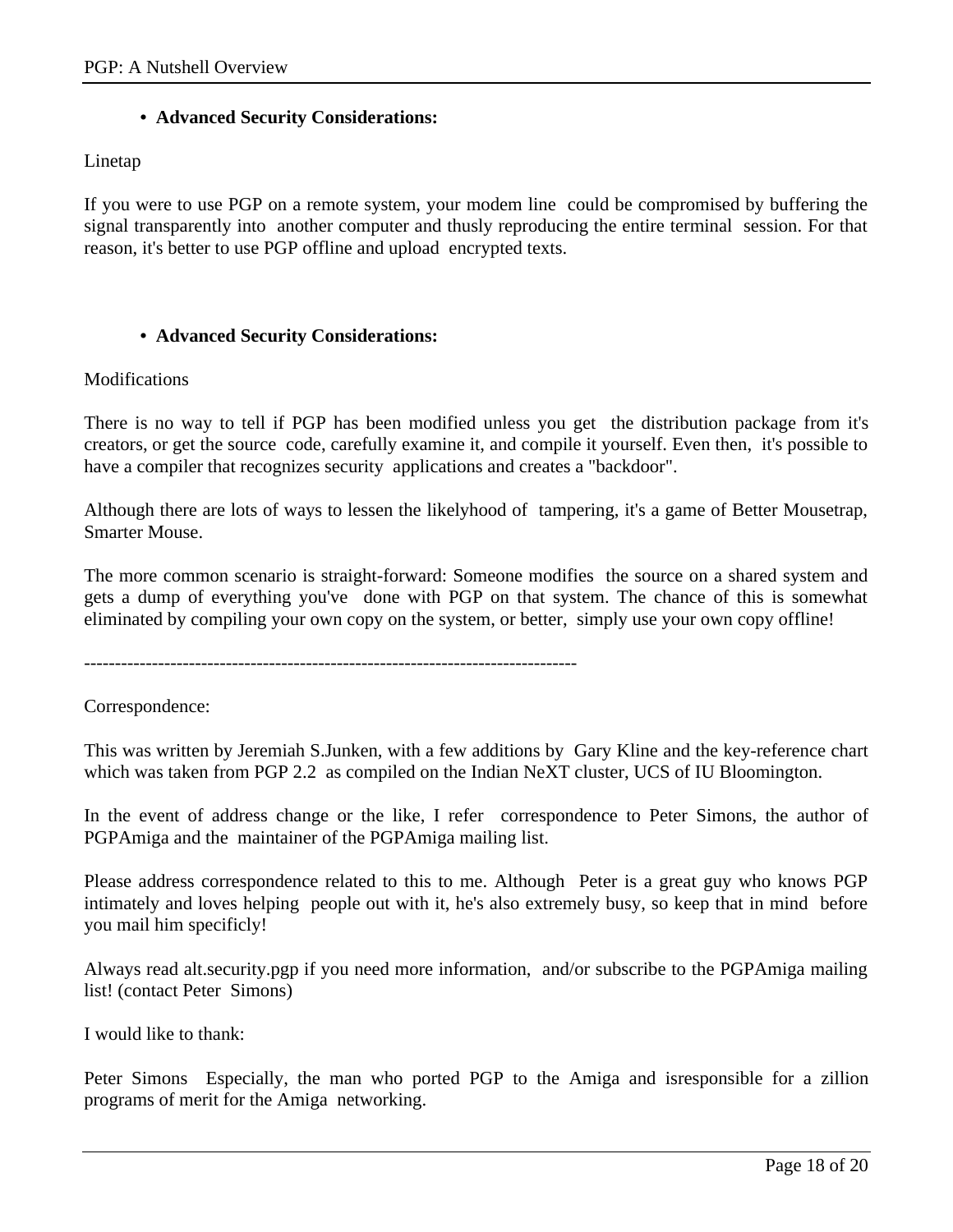- **Advanced Security Considerations:**

Linetap

If you were to use PGP on a remote system, your modem line could be compromised by buffering the signal transparently into another computer and thusly reproducing the entire terminal session. For that reason, it's better to use PGP offline and upload encrypted texts.

- **Advanced Security Considerations:**

Modifications

There is no way to tell if PGP has been modified unless you get the distribution package from it's creators, or get the source code, carefully examine it, and compile it yourself. Even then, it's possible to have a compiler that recognizes security applications and creates a "backdoor".

Although there are lots of ways to lessen the likelyhood of tampering, it's a game of Better Mousetrap, Smarter Mouse.

The more common scenario is straight-forward: Someone modifies the source on a shared system and gets a dump of everything you've done with PGP on that system. The chance of this is somewhat eliminated by compiling your own copy on the system, or better, simply use your own copy offline!

--------------------------------------------------------------------------------

Correspondence:

This was written by Jeremiah S.Junken, with a few additions by Gary Kline and the key-reference chart which was taken from PGP 2.2 as compiled on the Indian NeXT cluster, UCS of IU Bloomington.

In the event of address change or the like, I refer correspondence to Peter Simons, the author of PGPAmiga and the maintainer of the PGPAmiga mailing list.

Please address correspondence related to this to me. Although Peter is a great guy who knows PGP intimately and loves helping people out with it, he's also extremely busy, so keep that in mind before you mail him specificly!

Always read alt.security.pgp if you need more information, and/or subscribe to the PGPAmiga mailing list! (contact Peter Simons)

I would like to thank:

Peter Simons Especially, the man who ported PGP to the Amiga and isresponsible for a zillion programs of merit for the Amiga networking.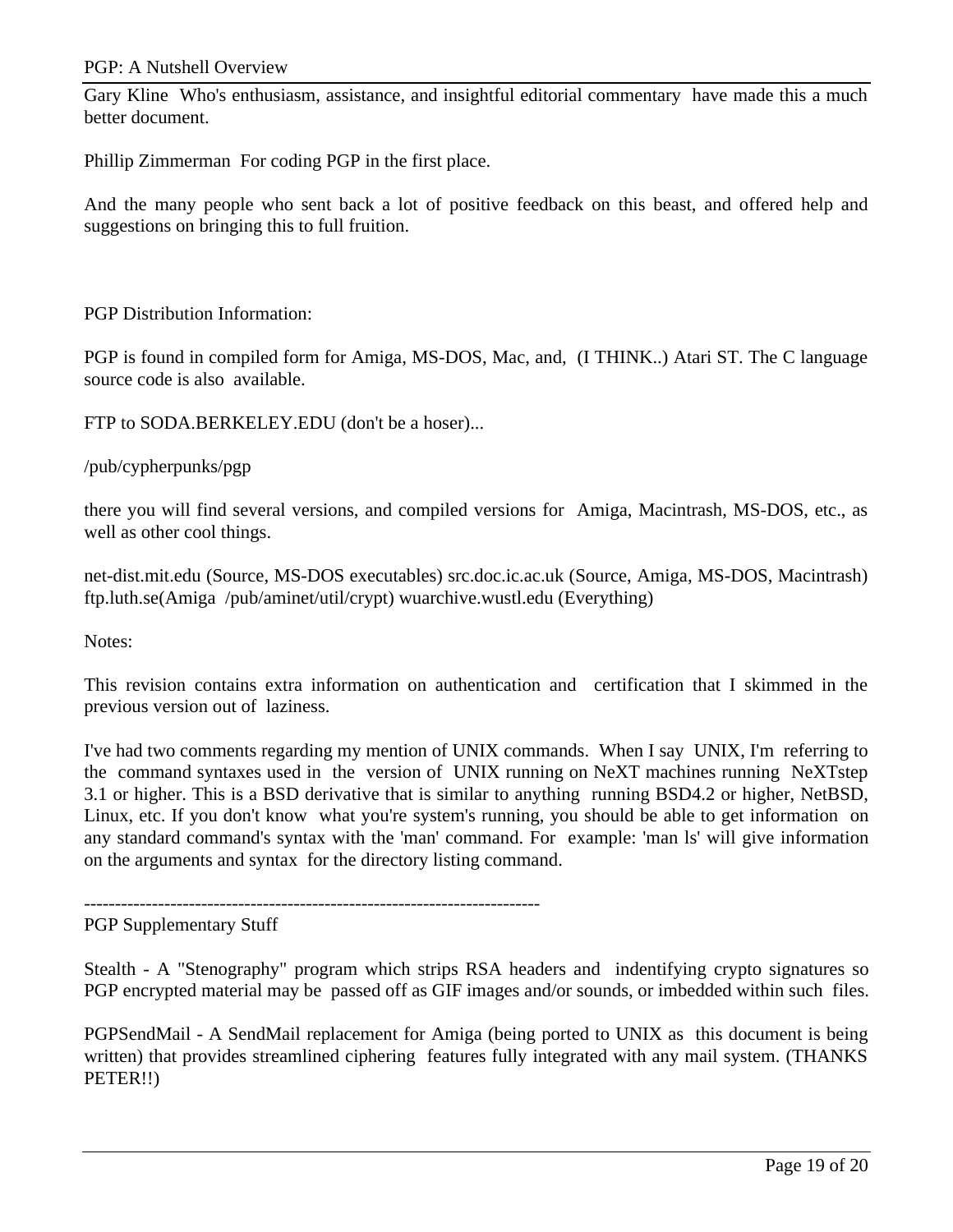Gary Kline  Who's enthusiasm, assistance, and insightful editorial commentary  have made this a much better document.

Phillip Zimmerman  For coding PGP in the first place.

And the many people who sent back a lot of positive feedback on this beast, and offered help and suggestions on bringing this to full fruition.

PGP Distribution Information:

PGP is found in compiled form for Amiga, MS-DOS, Mac, and,  (I THINK..) Atari ST. The C language source code is also  available.

FTP to SODA.BERKELEY.EDU (don't be a hoser)...

/pub/cypherpunks/pgp

there you will find several versions, and compiled versions for  Amiga, Macintrash, MS-DOS, etc., as well as other cool things.

net-dist.mit.edu (Source, MS-DOS executables) src.doc.ic.ac.uk (Source, Amiga, MS-DOS, Macintrash) ftp.luth.se(Amiga  /pub/aminet/util/crypt) wuarchive.wustl.edu (Everything)

Notes:

This revision contains extra information on authentication and  certification that I skimmed in the previous version out of  laziness.

I've had two comments regarding my mention of UNIX commands.  When I say  UNIX, I'm  referring to the  command syntaxes used in  the  version of  UNIX running on NeXT machines running  NeXTstep 3.1 or higher. This is a BSD derivative that is similar to anything  running BSD4.2 or higher, NetBSD, Linux, etc. If you don't know  what you're system's running, you should be able to get information  on any standard command's syntax with the 'man' command. For  example: 'man ls' will give information on the arguments and syntax  for the directory listing command.

--------------------------------------------------------------------------

PGP Supplementary Stuff

Stealth - A "Stenography" program which strips RSA headers and  indentifying crypto signatures so PGP encrypted material may be  passed off as GIF images and/or sounds, or imbedded within such  files.

PGPSendMail - A SendMail replacement for Amiga (being ported to UNIX as  this document is being written) that provides streamlined ciphering  features fully integrated with any mail system. (THANKS PETER!!)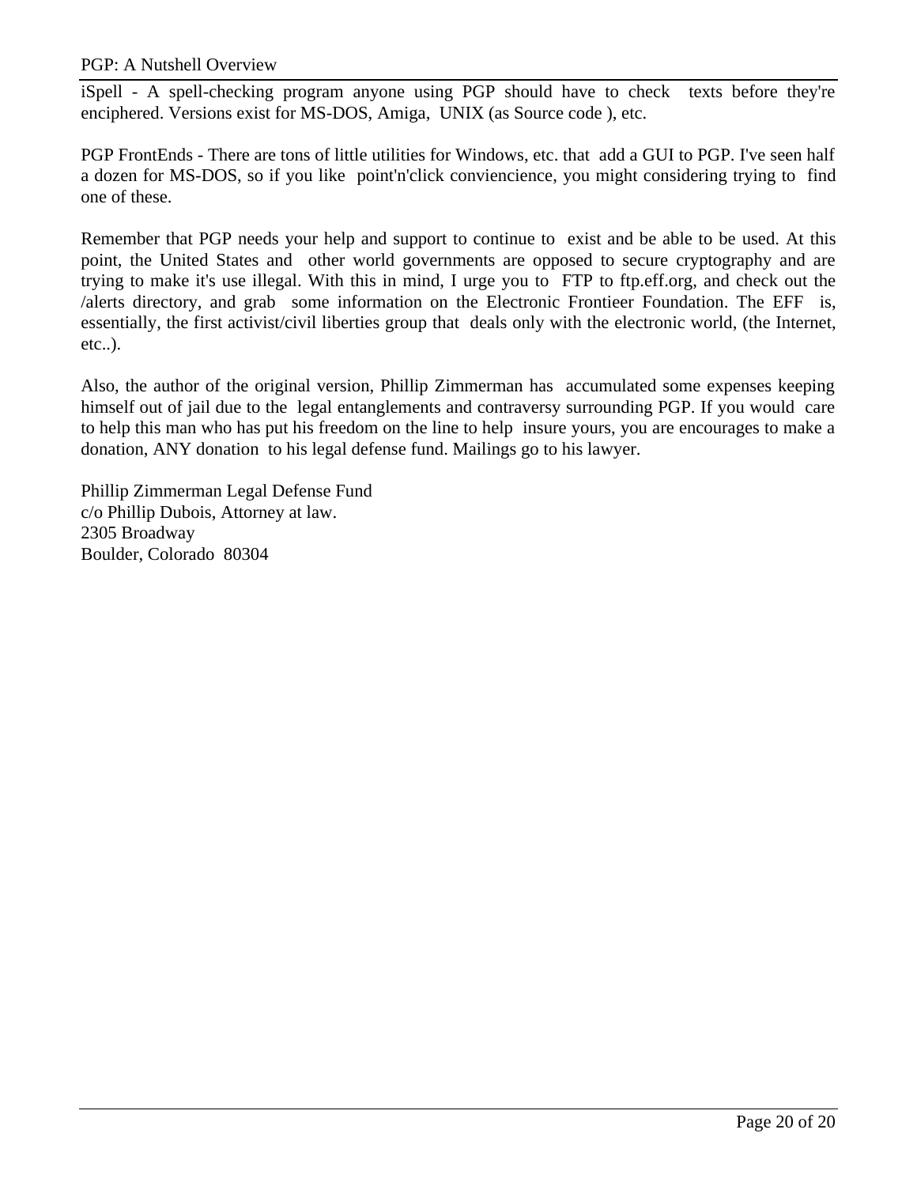iSpell - A spell-checking program anyone using PGP should have to check texts before they're enciphered. Versions exist for MS-DOS, Amiga, UNIX (as Source code ), etc.

PGP FrontEnds - There are tons of little utilities for Windows, etc. that add a GUI to PGP. I've seen half a dozen for MS-DOS, so if you like point'n'click conviencience, you might considering trying to find one of these.

Remember that PGP needs your help and support to continue to exist and be able to be used. At this point, the United States and other world governments are opposed to secure cryptography and are trying to make it's use illegal. With this in mind, I urge you to FTP to ftp.eff.org, and check out the /alerts directory, and grab some information on the Electronic Frontieer Foundation. The EFF is, essentially, the first activist/civil liberties group that deals only with the electronic world, (the Internet, etc..).

Also, the author of the original version, Phillip Zimmerman has accumulated some expenses keeping himself out of jail due to the legal entanglements and contraversy surrounding PGP. If you would care to help this man who has put his freedom on the line to help insure yours, you are encourages to make a donation, ANY donation to his legal defense fund. Mailings go to his lawyer.

Phillip Zimmerman Legal Defense Fund
c/o Phillip Dubois, Attorney at law.
2305 Broadway
Boulder, Colorado 80304